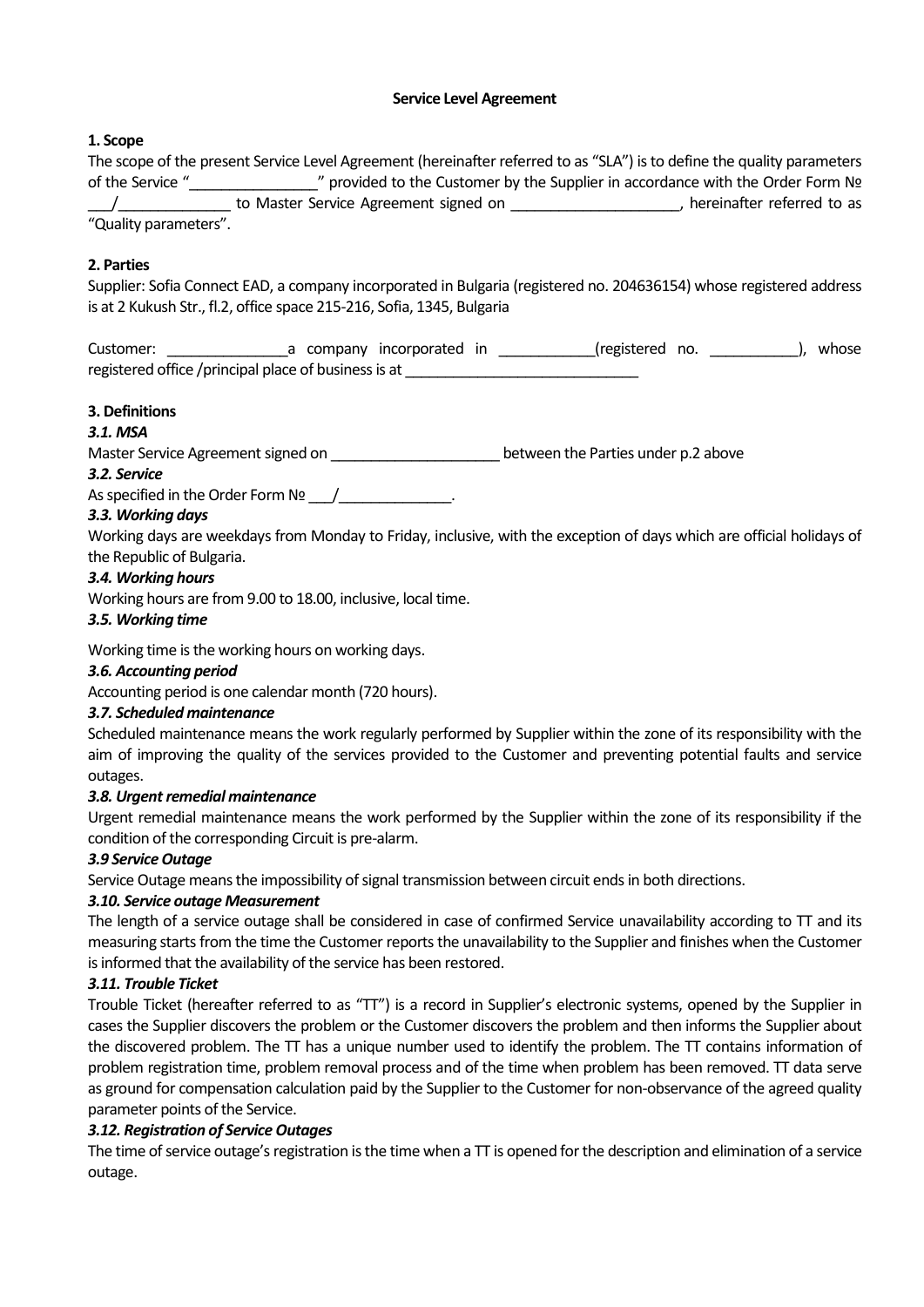# Service Level Agreement

## 1. Scope

The scope of the present Service Level Agreement (hereinafter referred to as “SLA”) is to define the quality parameters of the Service “_______________” provided to the Customer by the Supplier in accordance with the Order Form № ___/_____________ to Master Service Agreement signed on ____________________, hereinafter referred to as “Quality parameters”.

## 2. Parties

Supplier: Sofia Connect EAD, a company incorporated in Bulgaria (registered no. 204636154) whose registered address is at 2 Kukush Str., fl.2, office space 215-216, Sofia, 1345, Bulgaria

Customer: ______________a company incorporated in ___________(registered no. __________), whose registered office /principal place of business is at ____________________________

## 3. Definitions

### *3.1. MSA*

Master Service Agreement signed on ____________________ between the Parties under p.2 above

### *3.2. Service*

As specified in the Order Form № ___/_____________.

### *3.3. Working days*

Working days are weekdays from Monday to Friday, inclusive, with the exception of days which are official holidays of the Republic of Bulgaria.

### *3.4. Working hours*

Working hours are from 9.00 to 18.00, inclusive, local time.

### *3.5. Working time*

Working time is the working hours on working days.

### *3.6. Accounting period*

Accounting period is one calendar month (720 hours).

### *3.7. Scheduled maintenance*

Scheduled maintenance means the work regularly performed by Supplier within the zone of its responsibility with the aim of improving the quality of the services provided to the Customer and preventing potential faults and service outages.

### *3.8. Urgent remedial maintenance*

Urgent remedial maintenance means the work performed by the Supplier within the zone of its responsibility if the condition of the corresponding Circuit is pre-alarm.

### *3.9 Service Outage*

Service Outage means the impossibility of signal transmission between circuit ends in both directions.

### *3.10. Service outage Measurement*

The length of a service outage shall be considered in case of confirmed Service unavailability according to TT and its measuring starts from the time the Customer reports the unavailability to the Supplier and finishes when the Customer is informed that the availability of the service has been restored.

### *3.11. Trouble Ticket*

Trouble Ticket (hereafter referred to as “TT”) is a record in Supplier’s electronic systems, opened by the Supplier in cases the Supplier discovers the problem or the Customer discovers the problem and then informs the Supplier about the discovered problem. The TT has a unique number used to identify the problem. The TT contains information of problem registration time, problem removal process and of the time when problem has been removed. TT data serve as ground for compensation calculation paid by the Supplier to the Customer for non-observance of the agreed quality parameter points of the Service.

### *3.12. Registration of Service Outages*

The time of service outage’s registration is the time when a TT is opened for the description and elimination of a service outage.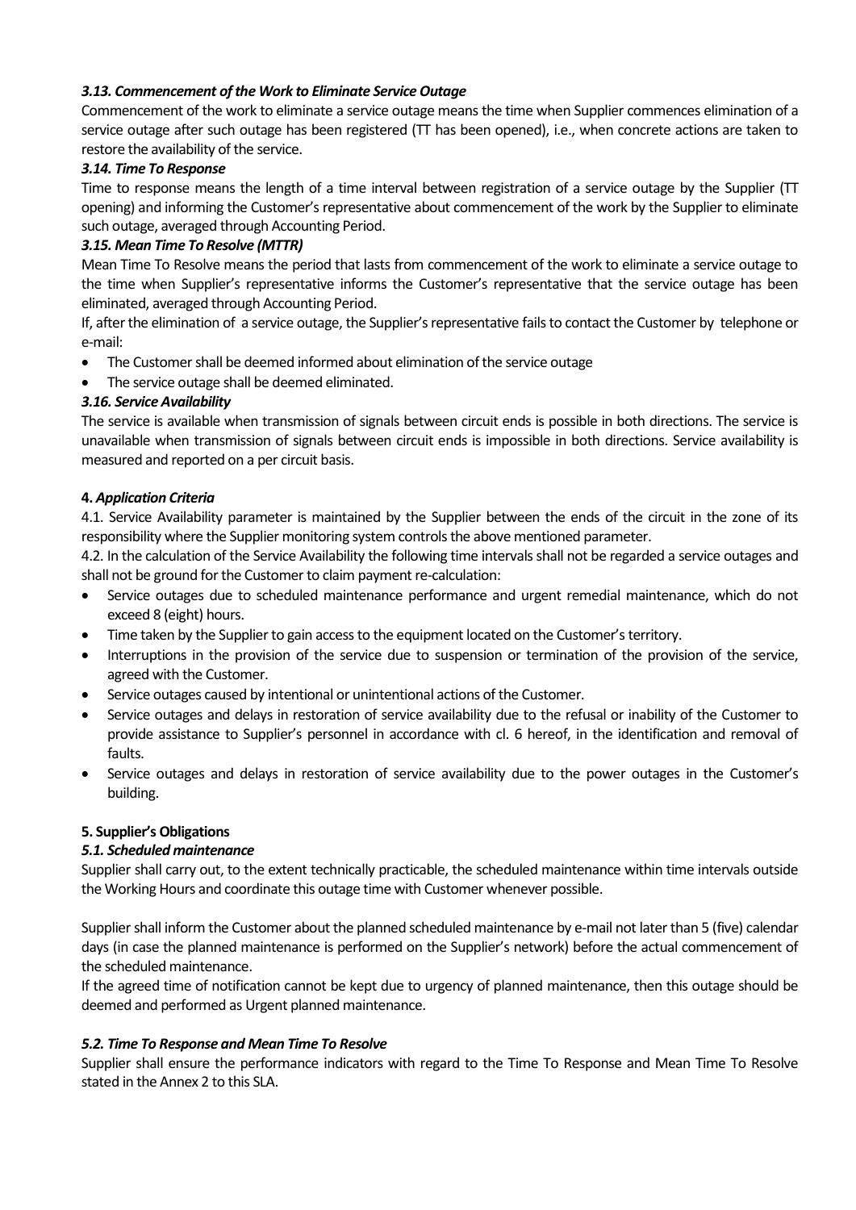### *3.13. Commencement of the Work to Eliminate Service Outage*

Commencement of the work to eliminate a service outage means the time when Supplier commences elimination of a service outage after such outage has been registered (TT has been opened), i.e., when concrete actions are taken to restore the availability of the service.

### *3.14. Time To Response*

Time to response means the length of a time interval between registration of a service outage by the Supplier (TT opening) and informing the Customer's representative about commencement of the work by the Supplier to eliminate such outage, averaged through Accounting Period.

### *3.15. Mean Time To Resolve (MTTR)*

Mean Time To Resolve means the period that lasts from commencement of the work to eliminate a service outage to the time when Supplier's representative informs the Customer's representative that the service outage has been eliminated, averaged through Accounting Period.

If, after the elimination of a service outage, the Supplier's representative fails to contact the Customer by telephone or e-mail:

- The Customer shall be deemed informed about elimination of the service outage
- The service outage shall be deemed eliminated.

### *3.16. Service Availability*

The service is available when transmission of signals between circuit ends is possible in both directions. The service is unavailable when transmission of signals between circuit ends is impossible in both directions. Service availability is measured and reported on a per circuit basis.

## **4.** *Application Criteria*

4.1. Service Availability parameter is maintained by the Supplier between the ends of the circuit in the zone of its responsibility where the Supplier monitoring system controls the above mentioned parameter.

4.2. In the calculation of the Service Availability the following time intervals shall not be regarded a service outages and shall not be ground for the Customer to claim payment re-calculation:

- Service outages due to scheduled maintenance performance and urgent remedial maintenance, which do not exceed 8 (eight) hours.
- Time taken by the Supplier to gain access to the equipment located on the Customer's territory.
- Interruptions in the provision of the service due to suspension or termination of the provision of the service, agreed with the Customer.
- Service outages caused by intentional or unintentional actions of the Customer.
- Service outages and delays in restoration of service availability due to the refusal or inability of the Customer to provide assistance to Supplier's personnel in accordance with cl. 6 hereof, in the identification and removal of faults.
- Service outages and delays in restoration of service availability due to the power outages in the Customer's building.

## **5. Supplier's Obligations**

### *5.1. Scheduled maintenance*

Supplier shall carry out, to the extent technically practicable, the scheduled maintenance within time intervals outside the Working Hours and coordinate this outage time with Customer whenever possible.

Supplier shall inform the Customer about the planned scheduled maintenance by e-mail not later than 5 (five) calendar days (in case the planned maintenance is performed on the Supplier's network) before the actual commencement of the scheduled maintenance.

If the agreed time of notification cannot be kept due to urgency of planned maintenance, then this outage should be deemed and performed as Urgent planned maintenance.

### *5.2. Time To Response and Mean Time To Resolve*

Supplier shall ensure the performance indicators with regard to the Time To Response and Mean Time To Resolve stated in the Annex 2 to this SLA.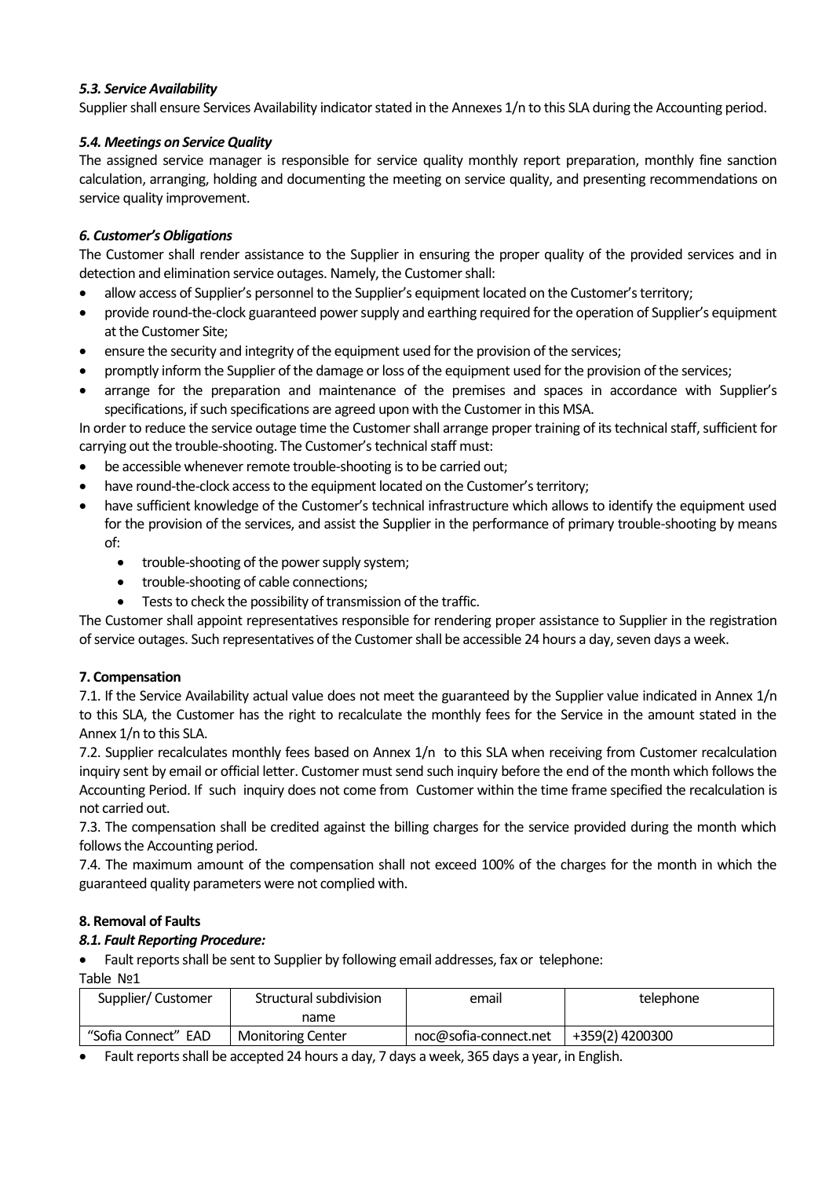### *5.3. Service Availability*

Supplier shall ensure Services Availability indicator stated in the Annexes 1/n to this SLA during the Accounting period.

### *5.4. Meetings on Service Quality*

The assigned service manager is responsible for service quality monthly report preparation, monthly fine sanction calculation, arranging, holding and documenting the meeting on service quality, and presenting recommendations on service quality improvement.

### *6. Customer's Obligations*

The Customer shall render assistance to the Supplier in ensuring the proper quality of the provided services and in detection and elimination service outages. Namely, the Customer shall:

- allow access of Supplier's personnel to the Supplier's equipment located on the Customer's territory;
- provide round-the-clock guaranteed power supply and earthing required for the operation of Supplier's equipment at the Customer Site;
- ensure the security and integrity of the equipment used for the provision of the services;
- promptly inform the Supplier of the damage or loss of the equipment used for the provision of the services;
- arrange for the preparation and maintenance of the premises and spaces in accordance with Supplier's specifications, if such specifications are agreed upon with the Customer in this MSA.

In order to reduce the service outage time the Customer shall arrange proper training of its technical staff, sufficient for carrying out the trouble-shooting. The Customer's technical staff must:

- be accessible whenever remote trouble-shooting is to be carried out;
- have round-the-clock access to the equipment located on the Customer's territory;
- have sufficient knowledge of the Customer's technical infrastructure which allows to identify the equipment used for the provision of the services, and assist the Supplier in the performance of primary trouble-shooting by means of:
    - trouble-shooting of the power supply system;
    - trouble-shooting of cable connections;
    - Tests to check the possibility of transmission of the traffic.

The Customer shall appoint representatives responsible for rendering proper assistance to Supplier in the registration of service outages. Such representatives of the Customer shall be accessible 24 hours a day, seven days a week.

### 7. Compensation

7.1. If the Service Availability actual value does not meet the guaranteed by the Supplier value indicated in Annex 1/n to this SLA, the Customer has the right to recalculate the monthly fees for the Service in the amount stated in the Annex 1/n to this SLA.

7.2. Supplier recalculates monthly fees based on Annex 1/n to this SLA when receiving from Customer recalculation inquiry sent by email or official letter. Customer must send such inquiry before the end of the month which follows the Accounting Period. If such inquiry does not come from Customer within the time frame specified the recalculation is not carried out.

7.3. The compensation shall be credited against the billing charges for the service provided during the month which follows the Accounting period.

7.4. The maximum amount of the compensation shall not exceed 100% of the charges for the month in which the guaranteed quality parameters were not complied with.

### 8. Removal of Faults

#### *8.1. Fault Reporting Procedure:*

- Fault reports shall be sent to Supplier by following email addresses, fax or telephone:

Table №1

| Supplier/ Customer | Structural subdivision name | email | telephone |
|---|---|---|---|
| "Sofia Connect" EAD | Monitoring Center | noc@sofia-connect.net | +359(2) 4200300 |

- Fault reports shall be accepted 24 hours a day, 7 days a week, 365 days a year, in English.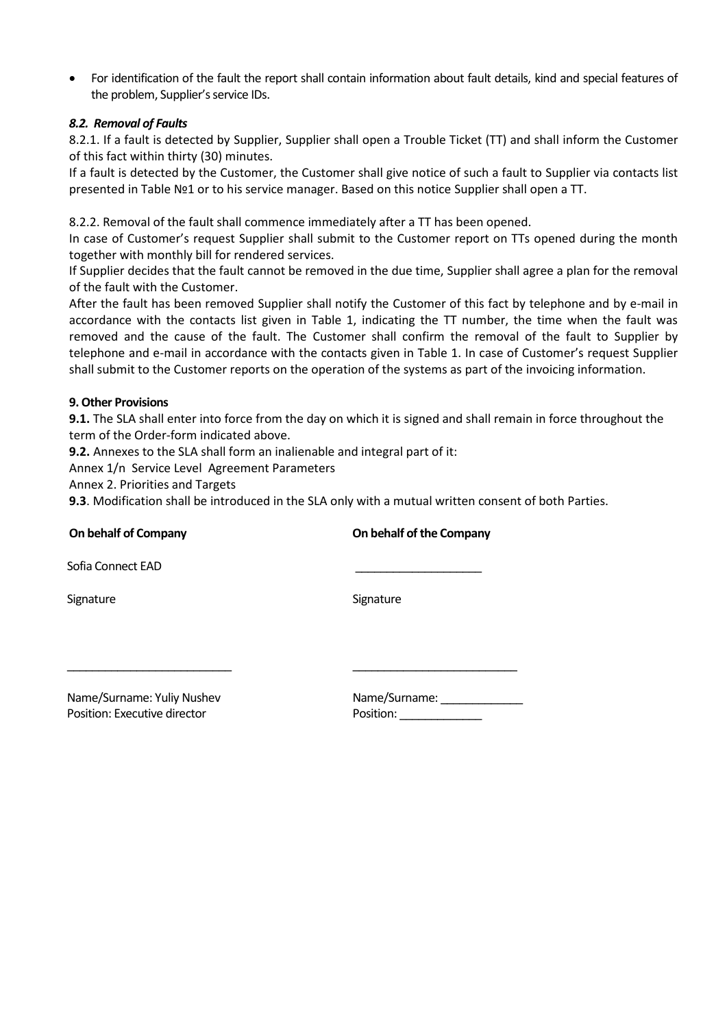- For identification of the fault the report shall contain information about fault details, kind and special features of the problem, Supplier's service IDs.

### *8.2. Removal of Faults*

8.2.1. If a fault is detected by Supplier, Supplier shall open a Trouble Ticket (TT) and shall inform the Customer of this fact within thirty (30) minutes.

If a fault is detected by the Customer, the Customer shall give notice of such a fault to Supplier via contacts list presented in Table №1 or to his service manager. Based on this notice Supplier shall open a TT.

8.2.2. Removal of the fault shall commence immediately after a TT has been opened.

In case of Customer's request Supplier shall submit to the Customer report on TTs opened during the month together with monthly bill for rendered services.

If Supplier decides that the fault cannot be removed in the due time, Supplier shall agree a plan for the removal of the fault with the Customer.

After the fault has been removed Supplier shall notify the Customer of this fact by telephone and by e-mail in accordance with the contacts list given in Table 1, indicating the TT number, the time when the fault was removed and the cause of the fault. The Customer shall confirm the removal of the fault to Supplier by telephone and e-mail in accordance with the contacts given in Table 1. In case of Customer's request Supplier shall submit to the Customer reports on the operation of the systems as part of the invoicing information.

## 9. Other Provisions

**9.1.** The SLA shall enter into force from the day on which it is signed and shall remain in force throughout the term of the Order-form indicated above.

**9.2.** Annexes to the SLA shall form an inalienable and integral part of it:

Annex 1/n Service Level Agreement Parameters

Annex 2. Priorities and Targets

**9.3**. Modification shall be introduced in the SLA only with a mutual written consent of both Parties.

| **On behalf of Company** | **On behalf of the Company** |
|---|---|
| Sofia Connect EAD | ____________________ |
| Signature | Signature |
| __________________________ | __________________________ |
| Name/Surname: Yuliy Nushev | Name/Surname: _____________ |
| Position: Executive director | Position: _____________ |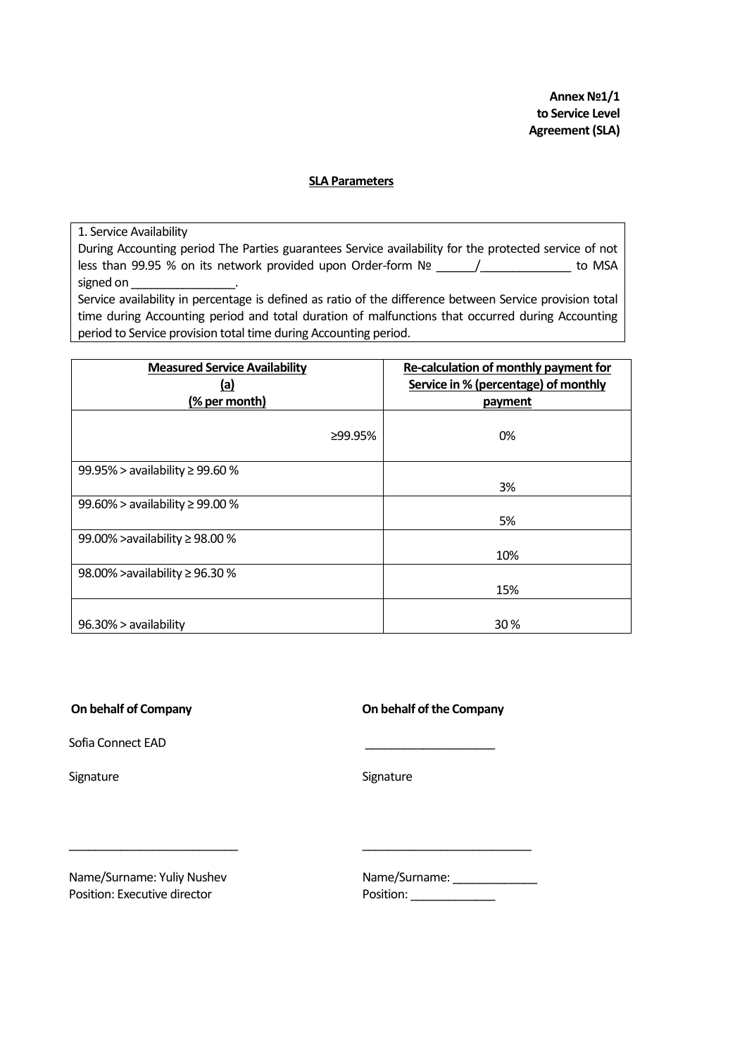**Annex №1/1**
**to Service Level**
**Agreement (SLA)**

**SLA Parameters**

1. Service Availability

During Accounting period The Parties guarantees Service availability for the protected service of not less than 99.95 % on its network provided upon Order-form № ______/______________ to MSA signed on ________________.

Service availability in percentage is defined as ratio of the difference between Service provision total time during Accounting period and total duration of malfunctions that occurred during Accounting period to Service provision total time during Accounting period.

| **Measured Service Availability (a) (% per month)** | **Re-calculation of monthly payment for Service in % (percentage) of monthly payment** |
|---|---|
| ≥99.95% | 0% |
| 99.95% > availability ≥ 99.60 % | 3% |
| 99.60% > availability ≥ 99.00 % | 5% |
| 99.00% >availability ≥ 98.00 % | 10% |
| 98.00% >availability ≥ 96.30 % | 15% |
| 96.30% > availability | 30 % |

**On behalf of Company**

Sofia Connect EAD

Signature

___________________________

Name/Surname: Yuliy Nushev
Position: Executive director

**On behalf of the Company**

____________________

Signature

___________________________

Name/Surname: _____________
Position: _____________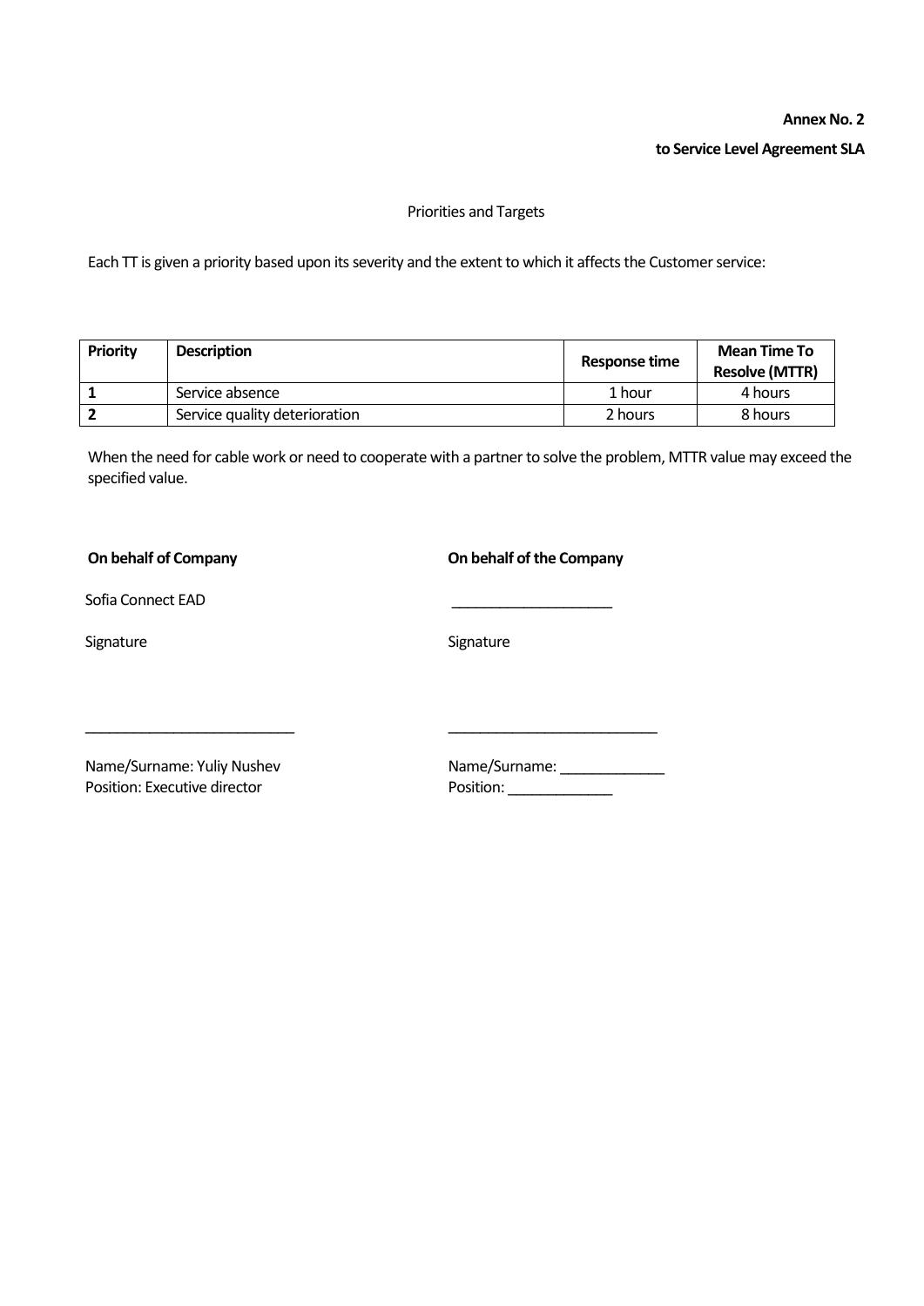**Annex No. 2**

**to Service Level Agreement SLA**

Priorities and Targets

Each TT is given a priority based upon its severity and the extent to which it affects the Customer service:

| **Priority** | **Description** | **Response time** | **Mean Time To Resolve (MTTR)** |
|---|---|---|---|
| **1** | Service absence | 1 hour | 4 hours |
| **2** | Service quality deterioration | 2 hours | 8 hours |

When the need for cable work or need to cooperate with a partner to solve the problem, MTTR value may exceed the specified value.

**On behalf of Company**

Sofia Connect EAD

Signature

___________________________

Name/Surname: Yuliy Nushev
Position: Executive director

**On behalf of the Company**

____________________

Signature

___________________________

Name/Surname: _____________
Position: _____________